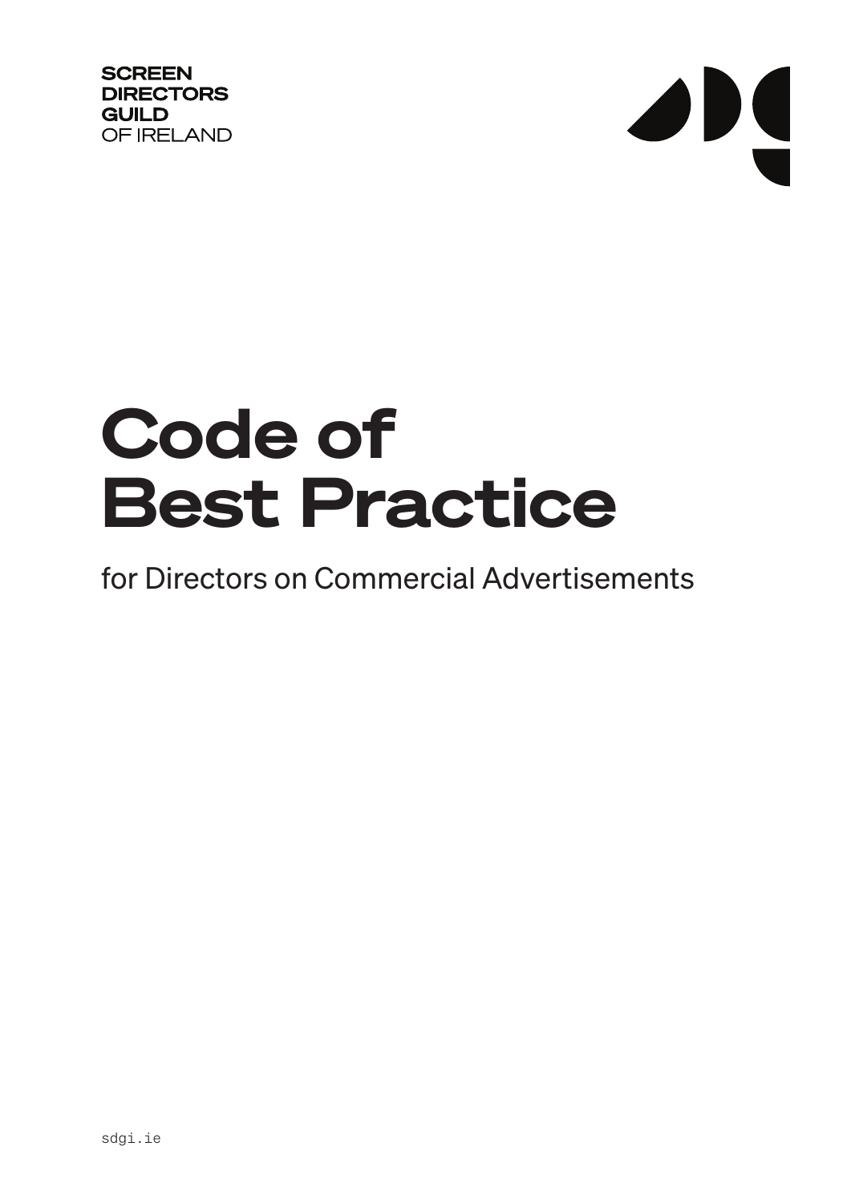SCREEN
DIRECTORS
GUILD
OF IRELAND

# Code of Best Practice

for Directors on Commercial Advertisements

sdgi.ie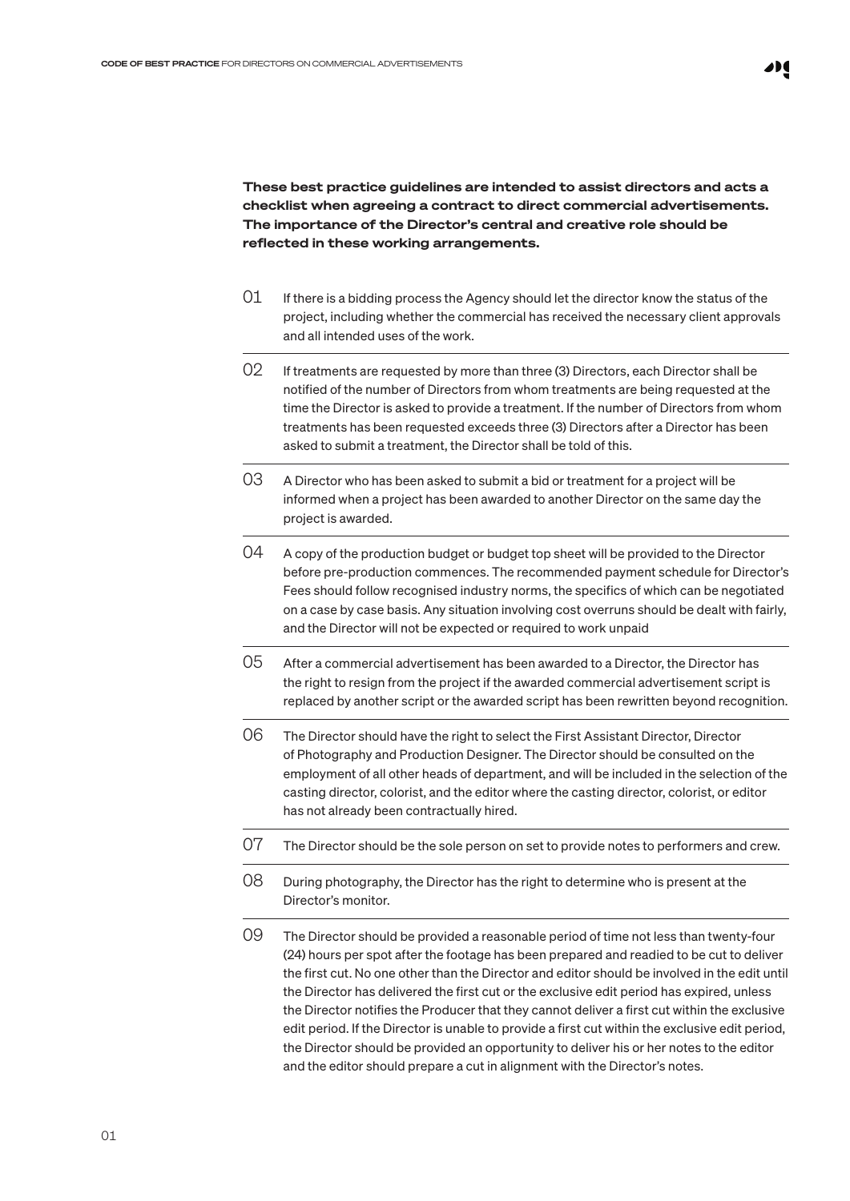**These best practice guidelines are intended to assist directors and acts a checklist when agreeing a contract to direct commercial advertisements. The importance of the Director's central and creative role should be reflected in these working arrangements.**

01 If there is a bidding process the Agency should let the director know the status of the project, including whether the commercial has received the necessary client approvals and all intended uses of the work.

02 If treatments are requested by more than three (3) Directors, each Director shall be notified of the number of Directors from whom treatments are being requested at the time the Director is asked to provide a treatment. If the number of Directors from whom treatments has been requested exceeds three (3) Directors after a Director has been asked to submit a treatment, the Director shall be told of this.

03 A Director who has been asked to submit a bid or treatment for a project will be informed when a project has been awarded to another Director on the same day the project is awarded.

04 A copy of the production budget or budget top sheet will be provided to the Director before pre-production commences. The recommended payment schedule for Director's Fees should follow recognised industry norms, the specifics of which can be negotiated on a case by case basis. Any situation involving cost overruns should be dealt with fairly, and the Director will not be expected or required to work unpaid

05 After a commercial advertisement has been awarded to a Director, the Director has the right to resign from the project if the awarded commercial advertisement script is replaced by another script or the awarded script has been rewritten beyond recognition.

06 The Director should have the right to select the First Assistant Director, Director of Photography and Production Designer. The Director should be consulted on the employment of all other heads of department, and will be included in the selection of the casting director, colorist, and the editor where the casting director, colorist, or editor has not already been contractually hired.

07 The Director should be the sole person on set to provide notes to performers and crew.

08 During photography, the Director has the right to determine who is present at the Director's monitor.

09 The Director should be provided a reasonable period of time not less than twenty-four (24) hours per spot after the footage has been prepared and readied to be cut to deliver the first cut. No one other than the Director and editor should be involved in the edit until the Director has delivered the first cut or the exclusive edit period has expired, unless the Director notifies the Producer that they cannot deliver a first cut within the exclusive edit period. If the Director is unable to provide a first cut within the exclusive edit period, the Director should be provided an opportunity to deliver his or her notes to the editor and the editor should prepare a cut in alignment with the Director's notes.